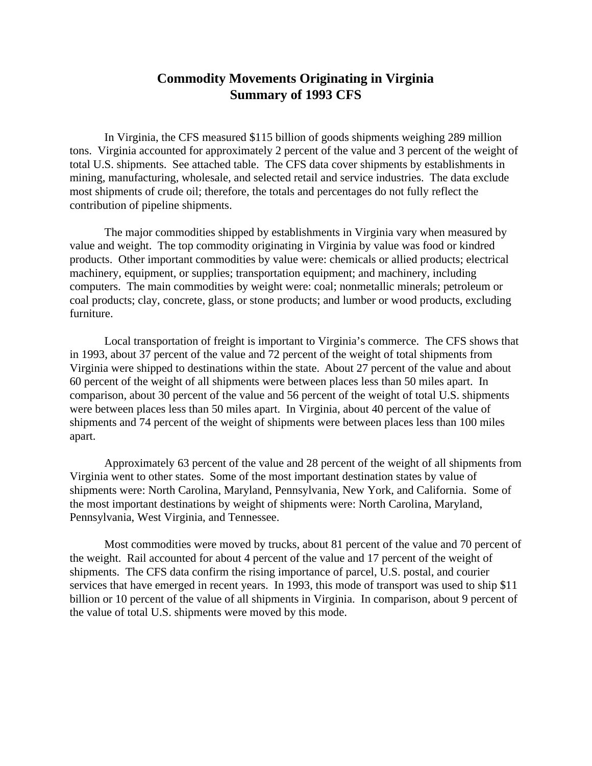# Commodity Movements Originating in Virginia
# Summary of 1993 CFS

In Virginia, the CFS measured $115 billion of goods shipments weighing 289 million tons. Virginia accounted for approximately 2 percent of the value and 3 percent of the weight of total U.S. shipments. See attached table. The CFS data cover shipments by establishments in mining, manufacturing, wholesale, and selected retail and service industries. The data exclude most shipments of crude oil; therefore, the totals and percentages do not fully reflect the contribution of pipeline shipments.

The major commodities shipped by establishments in Virginia vary when measured by value and weight. The top commodity originating in Virginia by value was food or kindred products. Other important commodities by value were: chemicals or allied products; electrical machinery, equipment, or supplies; transportation equipment; and machinery, including computers. The main commodities by weight were: coal; nonmetallic minerals; petroleum or coal products; clay, concrete, glass, or stone products; and lumber or wood products, excluding furniture.

Local transportation of freight is important to Virginia's commerce. The CFS shows that in 1993, about 37 percent of the value and 72 percent of the weight of total shipments from Virginia were shipped to destinations within the state. About 27 percent of the value and about 60 percent of the weight of all shipments were between places less than 50 miles apart. In comparison, about 30 percent of the value and 56 percent of the weight of total U.S. shipments were between places less than 50 miles apart. In Virginia, about 40 percent of the value of shipments and 74 percent of the weight of shipments were between places less than 100 miles apart.

Approximately 63 percent of the value and 28 percent of the weight of all shipments from Virginia went to other states. Some of the most important destination states by value of shipments were: North Carolina, Maryland, Pennsylvania, New York, and California. Some of the most important destinations by weight of shipments were: North Carolina, Maryland, Pennsylvania, West Virginia, and Tennessee.

Most commodities were moved by trucks, about 81 percent of the value and 70 percent of the weight. Rail accounted for about 4 percent of the value and 17 percent of the weight of shipments. The CFS data confirm the rising importance of parcel, U.S. postal, and courier services that have emerged in recent years. In 1993, this mode of transport was used to ship $11 billion or 10 percent of the value of all shipments in Virginia. In comparison, about 9 percent of the value of total U.S. shipments were moved by this mode.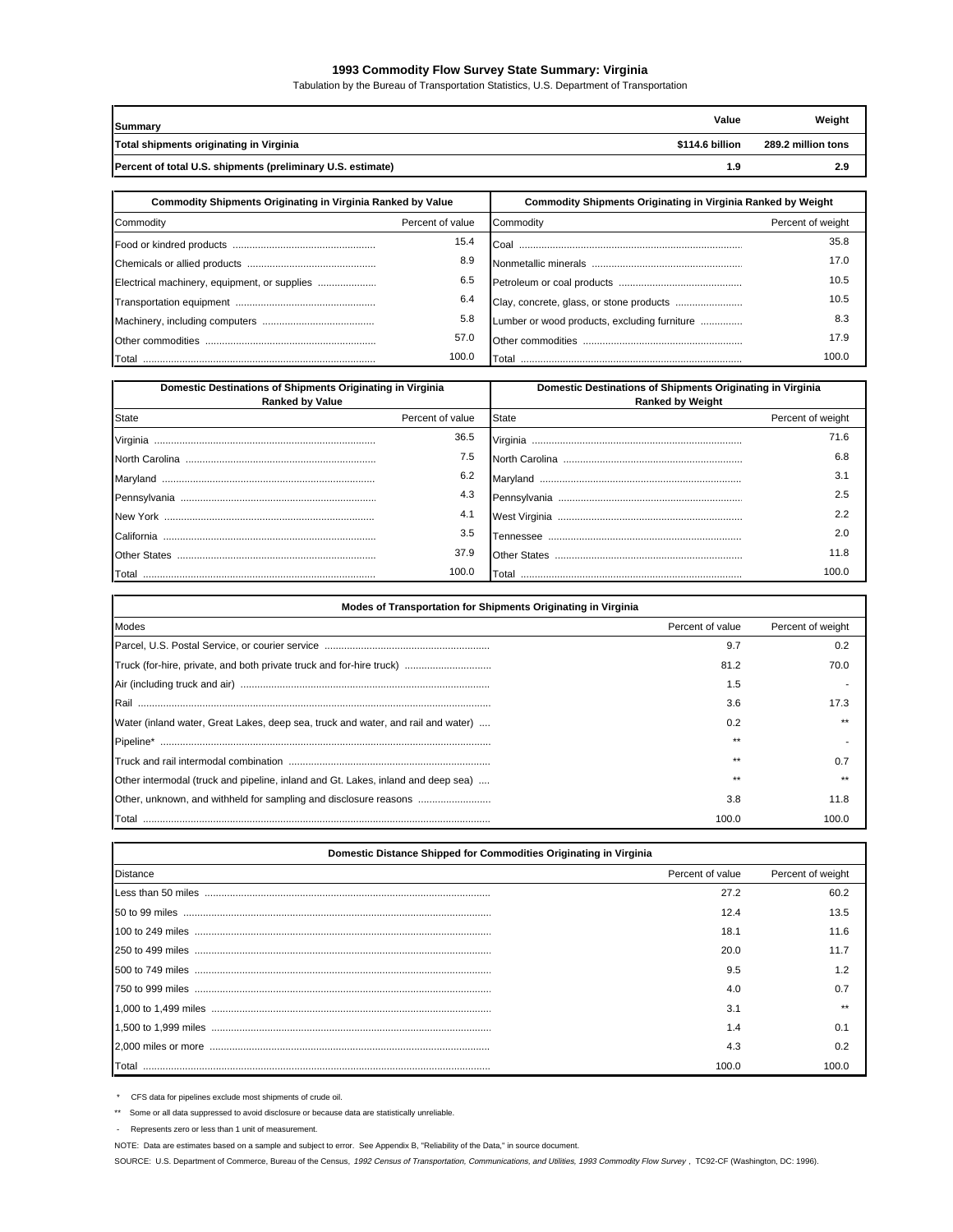# 1993 Commodity Flow Survey State Summary: Virginia

Tabulation by the Bureau of Transportation Statistics, U.S. Department of Transportation

| Summary | Value | Weight |
|---|---|---|
| **Total shipments originating in Virginia** | **$114.6 billion** | **289.2 million tons** |
| **Percent of total U.S. shipments (preliminary U.S. estimate)** | **1.9** | **2.9** |

| Commodity Shipments Originating in Virginia Ranked by Value | |
|---|---|
| Commodity | Percent of value |
| Food or kindred products | 15.4 |
| Chemicals or allied products | 8.9 |
| Electrical machinery, equipment, or supplies | 6.5 |
| Transportation equipment | 6.4 |
| Machinery, including computers | 5.8 |
| Other commodities | 57.0 |
| Total | 100.0 |

| Commodity Shipments Originating in Virginia Ranked by Weight | |
|---|---|
| Commodity | Percent of weight |
| Coal | 35.8 |
| Nonmetallic minerals | 17.0 |
| Petroleum or coal products | 10.5 |
| Clay, concrete, glass, or stone products | 10.5 |
| Lumber or wood products, excluding furniture | 8.3 |
| Other commodities | 17.9 |
| Total | 100.0 |

| Domestic Destinations of Shipments Originating in Virginia Ranked by Value | |
|---|---|
| State | Percent of value |
| Virginia | 36.5 |
| North Carolina | 7.5 |
| Maryland | 6.2 |
| Pennsylvania | 4.3 |
| New York | 4.1 |
| California | 3.5 |
| Other States | 37.9 |
| Total | 100.0 |

| Domestic Destinations of Shipments Originating in Virginia Ranked by Weight | |
|---|---|
| State | Percent of weight |
| Virginia | 71.6 |
| North Carolina | 6.8 |
| Maryland | 3.1 |
| Pennsylvania | 2.5 |
| West Virginia | 2.2 |
| Tennessee | 2.0 |
| Other States | 11.8 |
| Total | 100.0 |

| Modes of Transportation for Shipments Originating in Virginia | | |
|---|---|---|
| Modes | Percent of value | Percent of weight |
| Parcel, U.S. Postal Service, or courier service | 9.7 | 0.2 |
| Truck (for-hire, private, and both private truck and for-hire truck) | 81.2 | 70.0 |
| Air (including truck and air) | 1.5 | - |
| Rail | 3.6 | 17.3 |
| Water (inland water, Great Lakes, deep sea, truck and water, and rail and water) | 0.2 | ** |
| Pipeline* | ** | - |
| Truck and rail intermodal combination | ** | 0.7 |
| Other intermodal (truck and pipeline, inland and Gt. Lakes, inland and deep sea) | ** | ** |
| Other, unknown, and withheld for sampling and disclosure reasons | 3.8 | 11.8 |
| Total | 100.0 | 100.0 |

| Domestic Distance Shipped for Commodities Originating in Virginia | | |
|---|---|---|
| Distance | Percent of value | Percent of weight |
| Less than 50 miles | 27.2 | 60.2 |
| 50 to 99 miles | 12.4 | 13.5 |
| 100 to 249 miles | 18.1 | 11.6 |
| 250 to 499 miles | 20.0 | 11.7 |
| 500 to 749 miles | 9.5 | 1.2 |
| 750 to 999 miles | 4.0 | 0.7 |
| 1,000 to 1,499 miles | 3.1 | ** |
| 1,500 to 1,999 miles | 1.4 | 0.1 |
| 2,000 miles or more | 4.3 | 0.2 |
| Total | 100.0 | 100.0 |

\* CFS data for pipelines exclude most shipments of crude oil.

** Some or all data suppressed to avoid disclosure or because data are statistically unreliable.

\- Represents zero or less than 1 unit of measurement.

NOTE: Data are estimates based on a sample and subject to error. See Appendix B, "Reliability of the Data," in source document.

SOURCE: U.S. Department of Commerce, Bureau of the Census, *1992 Census of Transportation, Communications, and Utilities, 1993 Commodity Flow Survey* , TC92-CF (Washington, DC: 1996).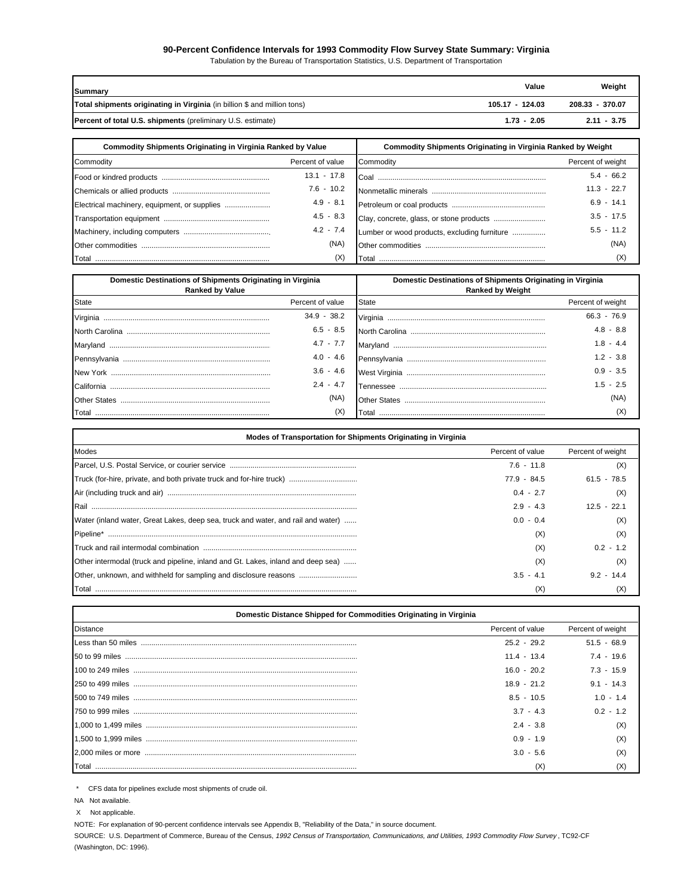# 90-Percent Confidence Intervals for 1993 Commodity Flow Survey State Summary: Virginia

Tabulation by the Bureau of Transportation Statistics, U.S. Department of Transportation

| Summary | Value | Weight |
|---|---|---|
| **Total shipments originating in Virginia** (in billion $ and million tons) | 105.17 - 124.03 | 208.33 - 370.07 |
| **Percent of total U.S. shipments** (preliminary U.S. estimate) | 1.73 - 2.05 | 2.11 - 3.75 |

| Commodity Shipments Originating in Virginia Ranked by Value | | Commodity Shipments Originating in Virginia Ranked by Weight | |
|---|---|---|---|
| Commodity | Percent of value | Commodity | Percent of weight |
| Food or kindred products | 13.1 - 17.8 | Coal | 5.4 - 66.2 |
| Chemicals or allied products | 7.6 - 10.2 | Nonmetallic minerals | 11.3 - 22.7 |
| Electrical machinery, equipment, or supplies | 4.9 - 8.1 | Petroleum or coal products | 6.9 - 14.1 |
| Transportation equipment | 4.5 - 8.3 | Clay, concrete, glass, or stone products | 3.5 - 17.5 |
| Machinery, including computers | 4.2 - 7.4 | Lumber or wood products, excluding furniture | 5.5 - 11.2 |
| Other commodities | (NA) | Other commodities | (NA) |
| Total | (X) | Total | (X) |

| Domestic Destinations of Shipments Originating in Virginia Ranked by Value | | Domestic Destinations of Shipments Originating in Virginia Ranked by Weight | |
|---|---|---|---|
| State | Percent of value | State | Percent of weight |
| Virginia | 34.9 - 38.2 | Virginia | 66.3 - 76.9 |
| North Carolina | 6.5 - 8.5 | North Carolina | 4.8 - 8.8 |
| Maryland | 4.7 - 7.7 | Maryland | 1.8 - 4.4 |
| Pennsylvania | 4.0 - 4.6 | Pennsylvania | 1.2 - 3.8 |
| New York | 3.6 - 4.6 | West Virginia | 0.9 - 3.5 |
| California | 2.4 - 4.7 | Tennessee | 1.5 - 2.5 |
| Other States | (NA) | Other States | (NA) |
| Total | (X) | Total | (X) |

| Modes of Transportation for Shipments Originating in Virginia | | |
|---|---|---|
| Modes | Percent of value | Percent of weight |
| Parcel, U.S. Postal Service, or courier service | 7.6 - 11.8 | (X) |
| Truck (for-hire, private, and both private truck and for-hire truck) | 77.9 - 84.5 | 61.5 - 78.5 |
| Air (including truck and air) | 0.4 - 2.7 | (X) |
| Rail | 2.9 - 4.3 | 12.5 - 22.1 |
| Water (inland water, Great Lakes, deep sea, truck and water, and rail and water) | 0.0 - 0.4 | (X) |
| Pipeline* | (X) | (X) |
| Truck and rail intermodal combination | (X) | 0.2 - 1.2 |
| Other intermodal (truck and pipeline, inland and Gt. Lakes, inland and deep sea) | (X) | (X) |
| Other, unknown, and withheld for sampling and disclosure reasons | 3.5 - 4.1 | 9.2 - 14.4 |
| Total | (X) | (X) |

| Domestic Distance Shipped for Commodities Originating in Virginia | | |
|---|---|---|
| Distance | Percent of value | Percent of weight |
| Less than 50 miles | 25.2 - 29.2 | 51.5 - 68.9 |
| 50 to 99 miles | 11.4 - 13.4 | 7.4 - 19.6 |
| 100 to 249 miles | 16.0 - 20.2 | 7.3 - 15.9 |
| 250 to 499 miles | 18.9 - 21.2 | 9.1 - 14.3 |
| 500 to 749 miles | 8.5 - 10.5 | 1.0 - 1.4 |
| 750 to 999 miles | 3.7 - 4.3 | 0.2 - 1.2 |
| 1,000 to 1,499 miles | 2.4 - 3.8 | (X) |
| 1,500 to 1,999 miles | 0.9 - 1.9 | (X) |
| 2,000 miles or more | 3.0 - 5.6 | (X) |
| Total | (X) | (X) |

\* CFS data for pipelines exclude most shipments of crude oil.

NA Not available.

X Not applicable.

NOTE: For explanation of 90-percent confidence intervals see Appendix B, "Reliability of the Data," in source document.

SOURCE: U.S. Department of Commerce, Bureau of the Census, *1992 Census of Transportation, Communications, and Utilities, 1993 Commodity Flow Survey*, TC92-CF (Washington, DC: 1996).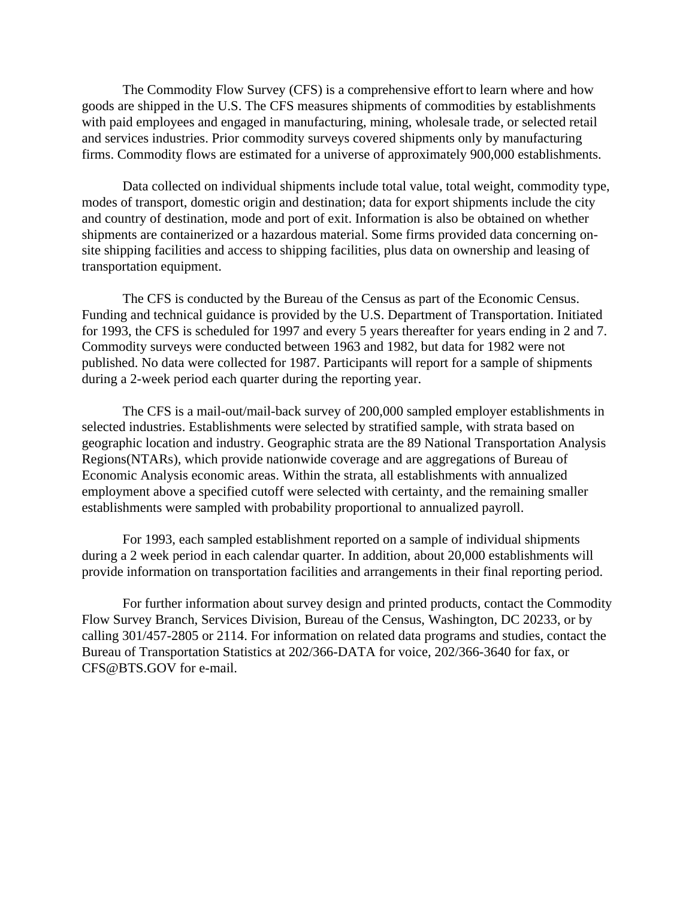The Commodity Flow Survey (CFS) is a comprehensive effort to learn where and how goods are shipped in the U.S. The CFS measures shipments of commodities by establishments with paid employees and engaged in manufacturing, mining, wholesale trade, or selected retail and services industries. Prior commodity surveys covered shipments only by manufacturing firms. Commodity flows are estimated for a universe of approximately 900,000 establishments.

Data collected on individual shipments include total value, total weight, commodity type, modes of transport, domestic origin and destination; data for export shipments include the city and country of destination, mode and port of exit. Information is also be obtained on whether shipments are containerized or a hazardous material. Some firms provided data concerning on-site shipping facilities and access to shipping facilities, plus data on ownership and leasing of transportation equipment.

The CFS is conducted by the Bureau of the Census as part of the Economic Census. Funding and technical guidance is provided by the U.S. Department of Transportation. Initiated for 1993, the CFS is scheduled for 1997 and every 5 years thereafter for years ending in 2 and 7. Commodity surveys were conducted between 1963 and 1982, but data for 1982 were not published. No data were collected for 1987. Participants will report for a sample of shipments during a 2-week period each quarter during the reporting year.

The CFS is a mail-out/mail-back survey of 200,000 sampled employer establishments in selected industries. Establishments were selected by stratified sample, with strata based on geographic location and industry. Geographic strata are the 89 National Transportation Analysis Regions(NTARs), which provide nationwide coverage and are aggregations of Bureau of Economic Analysis economic areas. Within the strata, all establishments with annualized employment above a specified cutoff were selected with certainty, and the remaining smaller establishments were sampled with probability proportional to annualized payroll.

For 1993, each sampled establishment reported on a sample of individual shipments during a 2 week period in each calendar quarter. In addition, about 20,000 establishments will provide information on transportation facilities and arrangements in their final reporting period.

For further information about survey design and printed products, contact the Commodity Flow Survey Branch, Services Division, Bureau of the Census, Washington, DC 20233, or by calling 301/457-2805 or 2114. For information on related data programs and studies, contact the Bureau of Transportation Statistics at 202/366-DATA for voice, 202/366-3640 for fax, or CFS@BTS.GOV for e-mail.